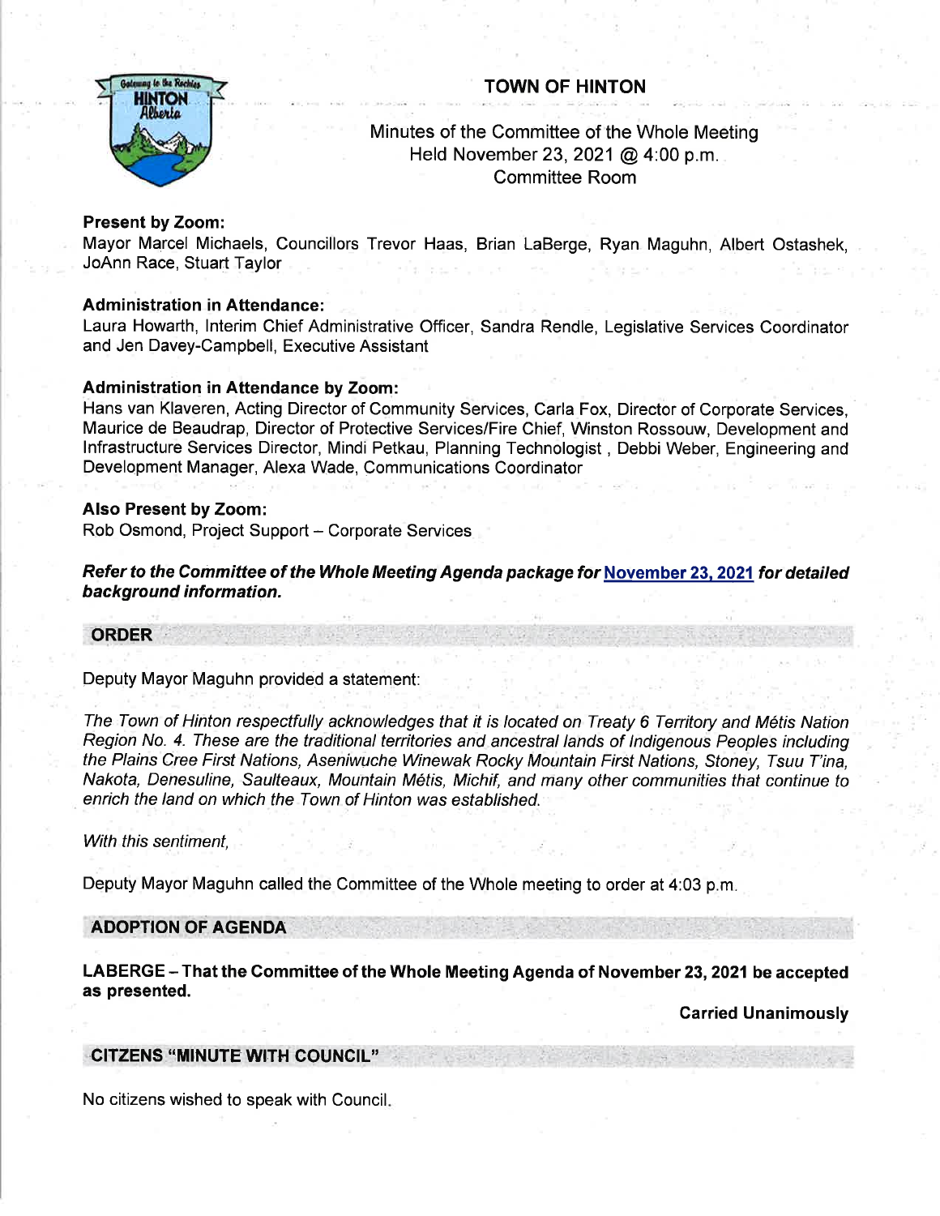# TOWN OF HINTON

Minutes of the Committee of the Whole Meeting
Held November 23, 2021 @ 4:00 p.m.
Committee Room

**Present by Zoom:**
Mayor Marcel Michaels, Councillors Trevor Haas, Brian LaBerge, Ryan Maguhn, Albert Ostashek, JoAnn Race, Stuart Taylor

**Administration in Attendance:**
Laura Howarth, Interim Chief Administrative Officer, Sandra Rendle, Legislative Services Coordinator and Jen Davey-Campbell, Executive Assistant

**Administration in Attendance by Zoom:**
Hans van Klaveren, Acting Director of Community Services, Carla Fox, Director of Corporate Services, Maurice de Beaudrap, Director of Protective Services/Fire Chief, Winston Rossouw, Development and Infrastructure Services Director, Mindi Petkau, Planning Technologist , Debbi Weber, Engineering and Development Manager, Alexa Wade, Communications Coordinator

**Also Present by Zoom:**
Rob Osmond, Project Support – Corporate Services

***Refer to the Committee of the Whole Meeting Agenda package for November 23, 2021 for detailed background information.***

## ORDER

Deputy Mayor Maguhn provided a statement:

*The Town of Hinton respectfully acknowledges that it is located on Treaty 6 Territory and Métis Nation Region No. 4. These are the traditional territories and ancestral lands of Indigenous Peoples including the Plains Cree First Nations, Aseniwuche Winewak Rocky Mountain First Nations, Stoney, Tsuu T'ina, Nakota, Denesuline, Saulteaux, Mountain Métis, Michif, and many other communities that continue to enrich the land on which the Town of Hinton was established.*

*With this sentiment,*

Deputy Mayor Maguhn called the Committee of the Whole meeting to order at 4:03 p.m.

## ADOPTION OF AGENDA

**LABERGE – That the Committee of the Whole Meeting Agenda of November 23, 2021 be accepted as presented.**

**Carried Unanimously**

## CITIZENS "MINUTE WITH COUNCIL"

No citizens wished to speak with Council.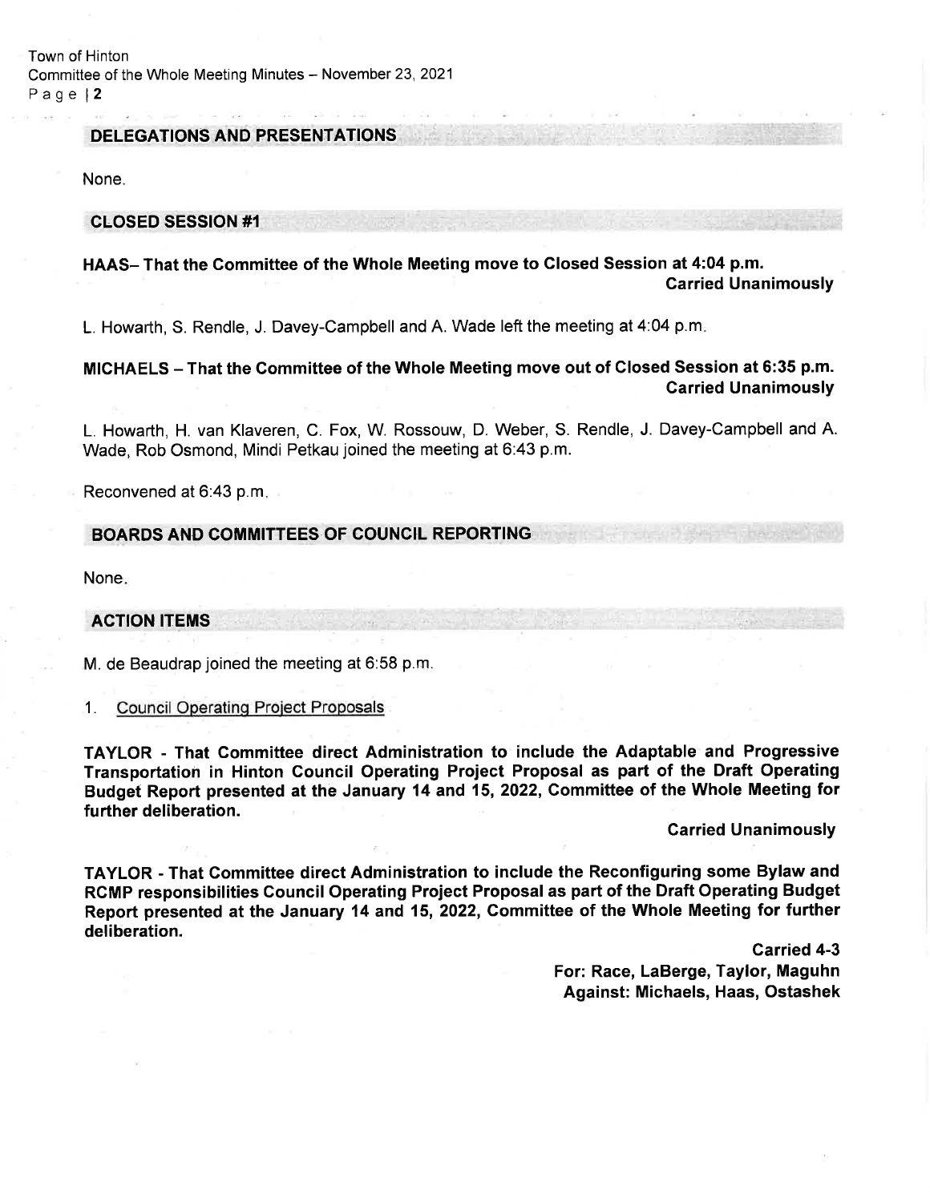## DELEGATIONS AND PRESENTATIONS

None.

## CLOSED SESSION #1

**HAAS– That the Committee of the Whole Meeting move to Closed Session at 4:04 p.m.**
**Carried Unanimously**

L. Howarth, S. Rendle, J. Davey-Campbell and A. Wade left the meeting at 4:04 p.m.

**MICHAELS – That the Committee of the Whole Meeting move out of Closed Session at 6:35 p.m.**
**Carried Unanimously**

L. Howarth, H. van Klaveren, C. Fox, W. Rossouw, D. Weber, S. Rendle, J. Davey-Campbell and A. Wade, Rob Osmond, Mindi Petkau joined the meeting at 6:43 p.m.

Reconvened at 6:43 p.m.

## BOARDS AND COMMITTEES OF COUNCIL REPORTING

None.

## ACTION ITEMS

M. de Beaudrap joined the meeting at 6:58 p.m.

1. Council Operating Project Proposals

**TAYLOR - That Committee direct Administration to include the Adaptable and Progressive Transportation in Hinton Council Operating Project Proposal as part of the Draft Operating Budget Report presented at the January 14 and 15, 2022, Committee of the Whole Meeting for further deliberation.**

**Carried Unanimously**

**TAYLOR - That Committee direct Administration to include the Reconfiguring some Bylaw and RCMP responsibilities Council Operating Project Proposal as part of the Draft Operating Budget Report presented at the January 14 and 15, 2022, Committee of the Whole Meeting for further deliberation.**

**Carried 4-3**
**For: Race, LaBerge, Taylor, Maguhn**
**Against: Michaels, Haas, Ostashek**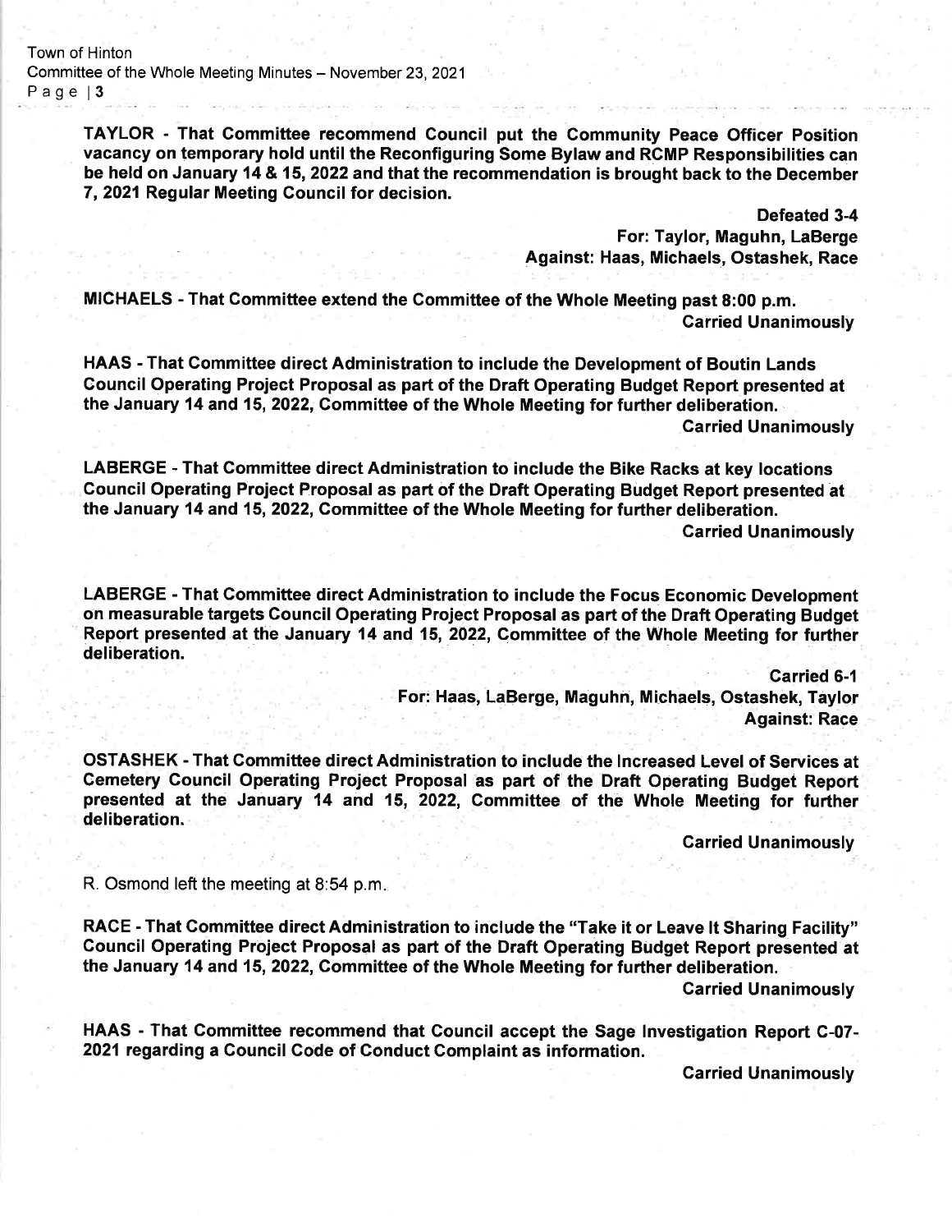**TAYLOR - That Committee recommend Council put the Community Peace Officer Position vacancy on temporary hold until the Reconfiguring Some Bylaw and RCMP Responsibilities can be held on January 14 & 15, 2022 and that the recommendation is brought back to the December 7, 2021 Regular Meeting Council for decision.**

**Defeated 3-4**
**For: Taylor, Maguhn, LaBerge**
**Against: Haas, Michaels, Ostashek, Race**

**MICHAELS - That Committee extend the Committee of the Whole Meeting past 8:00 p.m.**

**Carried Unanimously**

**HAAS - That Committee direct Administration to include the Development of Boutin Lands Council Operating Project Proposal as part of the Draft Operating Budget Report presented at the January 14 and 15, 2022, Committee of the Whole Meeting for further deliberation.**

**Carried Unanimously**

**LABERGE - That Committee direct Administration to include the Bike Racks at key locations Council Operating Project Proposal as part of the Draft Operating Budget Report presented at the January 14 and 15, 2022, Committee of the Whole Meeting for further deliberation.**

**Carried Unanimously**

**LABERGE - That Committee direct Administration to include the Focus Economic Development on measurable targets Council Operating Project Proposal as part of the Draft Operating Budget Report presented at the January 14 and 15, 2022, Committee of the Whole Meeting for further deliberation.**

**Carried 6-1**
**For: Haas, LaBerge, Maguhn, Michaels, Ostashek, Taylor**
**Against: Race**

**OSTASHEK - That Committee direct Administration to include the Increased Level of Services at Cemetery Council Operating Project Proposal as part of the Draft Operating Budget Report presented at the January 14 and 15, 2022, Committee of the Whole Meeting for further deliberation.**

**Carried Unanimously**

R. Osmond left the meeting at 8:54 p.m.

**RACE - That Committee direct Administration to include the "Take it or Leave It Sharing Facility" Council Operating Project Proposal as part of the Draft Operating Budget Report presented at the January 14 and 15, 2022, Committee of the Whole Meeting for further deliberation.**

**Carried Unanimously**

**HAAS - That Committee recommend that Council accept the Sage Investigation Report C-07-2021 regarding a Council Code of Conduct Complaint as information.**

**Carried Unanimously**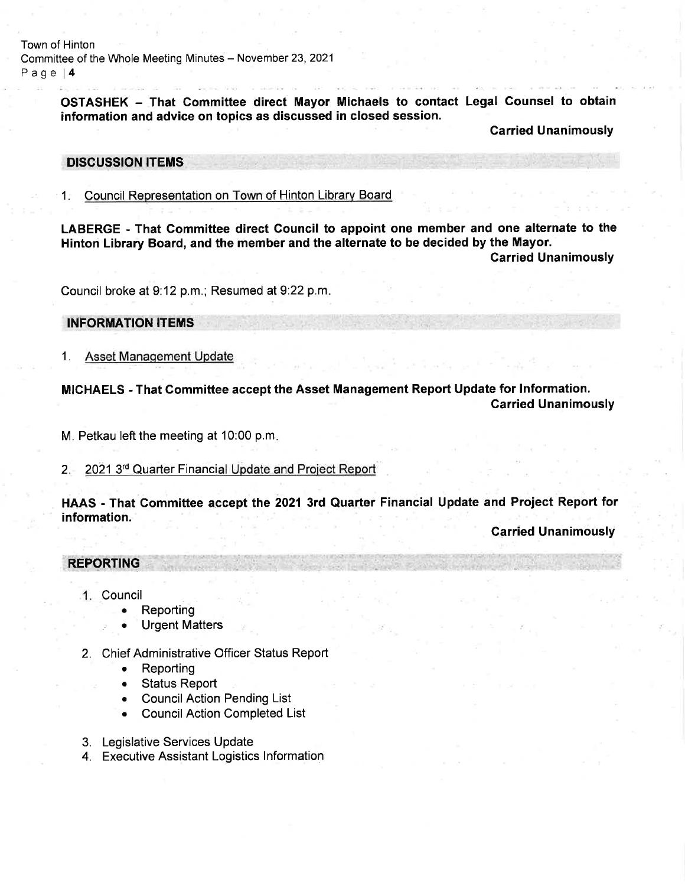**OSTASHEK – That Committee direct Mayor Michaels to contact Legal Counsel to obtain information and advice on topics as discussed in closed session.**

**Carried Unanimously**

## DISCUSSION ITEMS

1. Council Representation on Town of Hinton Library Board

**LABERGE - That Committee direct Council to appoint one member and one alternate to the Hinton Library Board, and the member and the alternate to be decided by the Mayor.**

**Carried Unanimously**

Council broke at 9:12 p.m.; Resumed at 9:22 p.m.

## INFORMATION ITEMS

1. Asset Management Update

**MICHAELS - That Committee accept the Asset Management Report Update for Information.**

**Carried Unanimously**

M. Petkau left the meeting at 10:00 p.m.

2. 2021 3rd Quarter Financial Update and Project Report

**HAAS - That Committee accept the 2021 3rd Quarter Financial Update and Project Report for information.**

**Carried Unanimously**

## REPORTING

1. Council
   - Reporting
   - Urgent Matters
2. Chief Administrative Officer Status Report
   - Reporting
   - Status Report
   - Council Action Pending List
   - Council Action Completed List
3. Legislative Services Update
4. Executive Assistant Logistics Information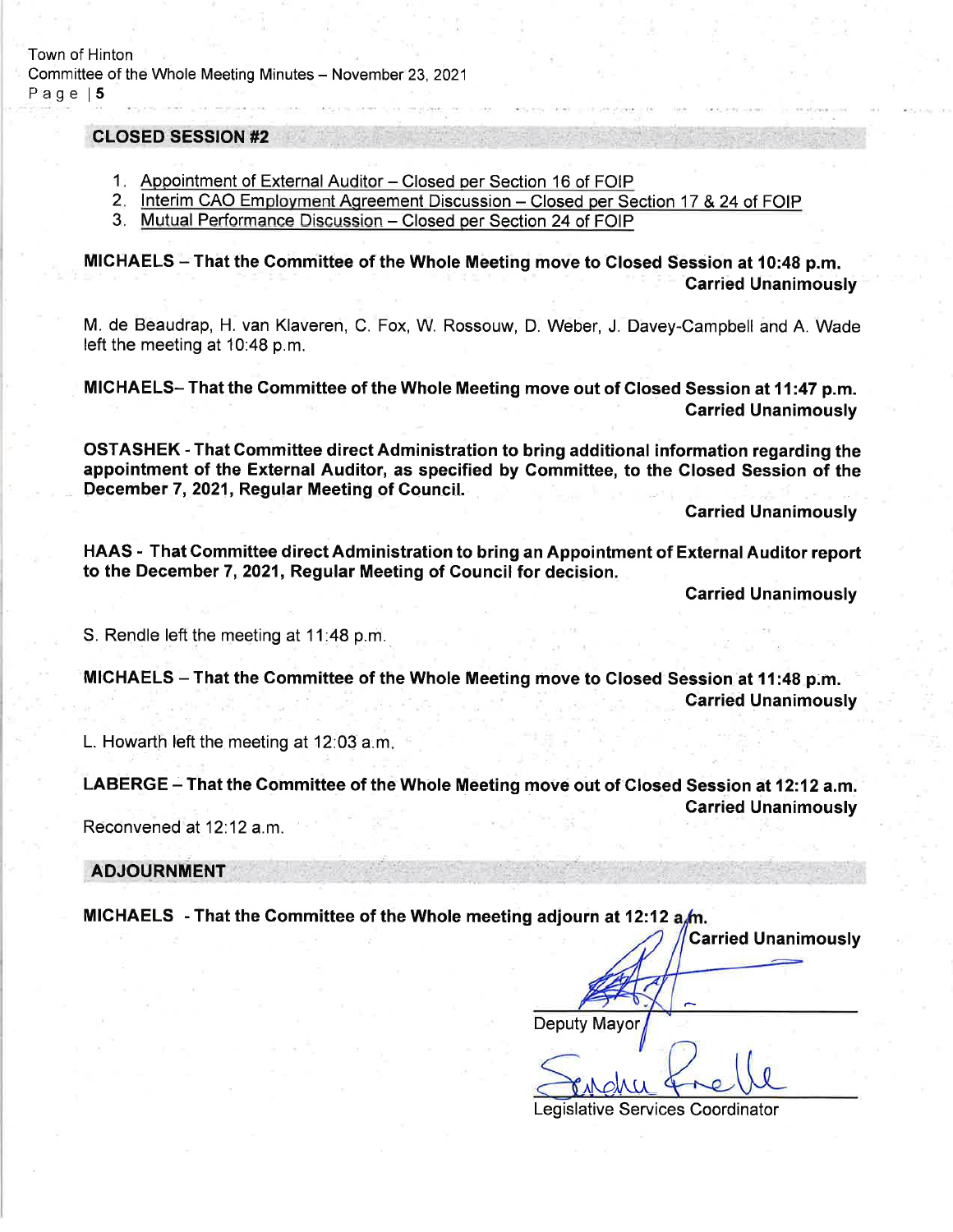## CLOSED SESSION #2

1. Appointment of External Auditor – Closed per Section 16 of FOIP
2. Interim CAO Employment Agreement Discussion – Closed per Section 17 & 24 of FOIP
3. Mutual Performance Discussion – Closed per Section 24 of FOIP

**MICHAELS – That the Committee of the Whole Meeting move to Closed Session at 10:48 p.m.**
**Carried Unanimously**

M. de Beaudrap, H. van Klaveren, C. Fox, W. Rossouw, D. Weber, J. Davey-Campbell and A. Wade left the meeting at 10:48 p.m.

**MICHAELS– That the Committee of the Whole Meeting move out of Closed Session at 11:47 p.m.**
**Carried Unanimously**

**OSTASHEK - That Committee direct Administration to bring additional information regarding the appointment of the External Auditor, as specified by Committee, to the Closed Session of the December 7, 2021, Regular Meeting of Council.**
**Carried Unanimously**

**HAAS - That Committee direct Administration to bring an Appointment of External Auditor report to the December 7, 2021, Regular Meeting of Council for decision.**
**Carried Unanimously**

S. Rendle left the meeting at 11:48 p.m.

**MICHAELS – That the Committee of the Whole Meeting move to Closed Session at 11:48 p.m.**
**Carried Unanimously**

L. Howarth left the meeting at 12:03 a.m.

**LABERGE – That the Committee of the Whole Meeting move out of Closed Session at 12:12 a.m.**
**Carried Unanimously**

Reconvened at 12:12 a.m.

## ADJOURNMENT

**MICHAELS - That the Committee of the Whole meeting adjourn at 12:12 a.m.**
**Carried Unanimously**

Deputy Mayor

Legislative Services Coordinator